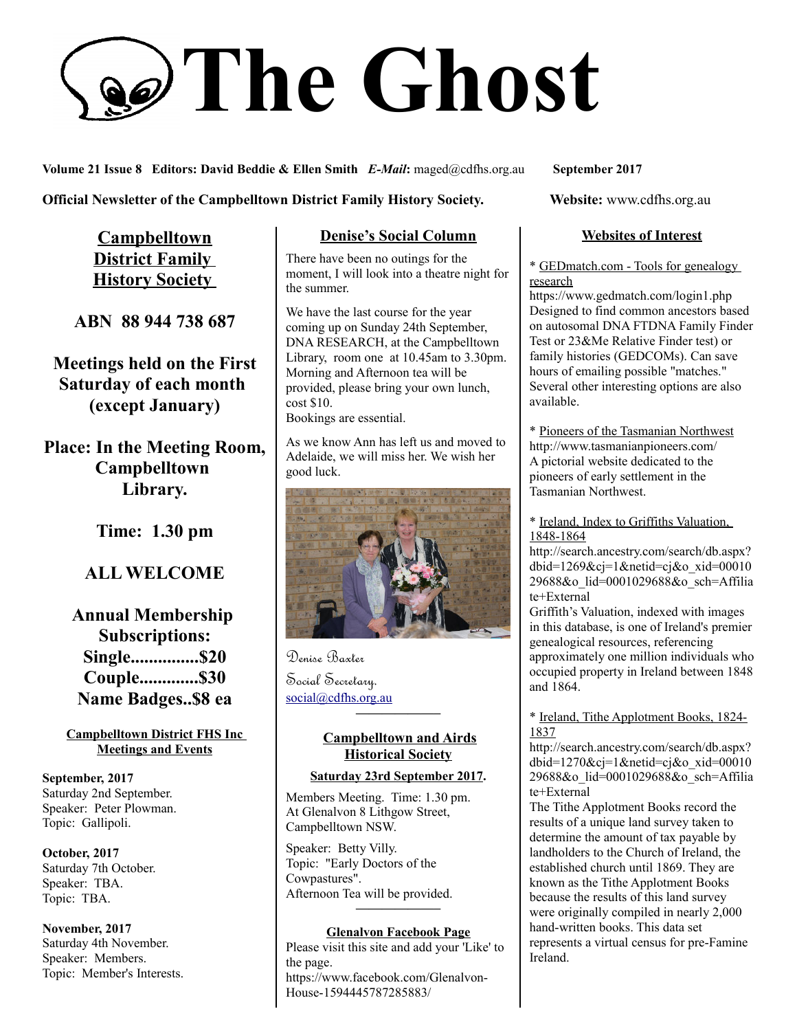# The Ghost

**Volume 21 Issue 8 Editors: David Beddie & Ellen Smith** ***E-Mail*****:** maged@cdfhs.org.au **September 2017**

**Official Newsletter of the Campbelltown District Family History Society.** **Website:** www.cdfhs.org.au

## Campbelltown District Family History Society

**ABN 88 944 738 687**

**Meetings held on the First Saturday of each month (except January)**

**Place: In the Meeting Room, Campbelltown Library.**

**Time: 1.30 pm**

**ALL WELCOME**

**Annual Membership Subscriptions:**
**Single...............$20**
**Couple.............$30**
**Name Badges..$8 ea**

### Campbelltown District FHS Inc Meetings and Events

**September, 2017**
Saturday 2nd September.
Speaker: Peter Plowman.
Topic: Gallipoli.

**October, 2017**
Saturday 7th October.
Speaker: TBA.
Topic: TBA.

**November, 2017**
Saturday 4th November.
Speaker: Members.
Topic: Member's Interests.

## Denise's Social Column

There have been no outings for the moment, I will look into a theatre night for the summer.

We have the last course for the year coming up on Sunday 24th September, DNA RESEARCH, at the Campbelltown Library, room one at 10.45am to 3.30pm. Morning and Afternoon tea will be provided, please bring your own lunch, cost $10.
Bookings are essential.

As we know Ann has left us and moved to Adelaide, we will miss her. We wish her good luck.

Denise Baxter
Social Secretary.
social@cdfhs.org.au

## Campbelltown and Airds Historical Society

**Saturday 23rd September 2017.**

Members Meeting. Time: 1.30 pm.
At Glenalvon 8 Lithgow Street, Campbelltown NSW.

Speaker: Betty Villy.
Topic: "Early Doctors of the Cowpastures".
Afternoon Tea will be provided.

### Glenalvon Facebook Page

Please visit this site and add your 'Like' to the page.
https://www.facebook.com/Glenalvon-House-1594445787285883/

## Websites of Interest

* GEDmatch.com - Tools for genealogy research
https://www.gedmatch.com/login1.php
Designed to find common ancestors based on autosomal DNA FTDNA Family Finder Test or 23&Me Relative Finder test) or family histories (GEDCOMs). Can save hours of emailing possible "matches." Several other interesting options are also available.

* Pioneers of the Tasmanian Northwest
http://www.tasmanianpioneers.com/
A pictorial website dedicated to the pioneers of early settlement in the Tasmanian Northwest.

* Ireland, Index to Griffiths Valuation, 1848-1864
http://search.ancestry.com/search/db.aspx?dbid=1269&cj=1&netid=cj&o_xid=0001029688&o_lid=0001029688&o_sch=Affiliate+External
Griffith's Valuation, indexed with images in this database, is one of Ireland's premier genealogical resources, referencing approximately one million individuals who occupied property in Ireland between 1848 and 1864.

* Ireland, Tithe Applotment Books, 1824-1837
http://search.ancestry.com/search/db.aspx?dbid=1270&cj=1&netid=cj&o_xid=0001029688&o_lid=0001029688&o_sch=Affiliate+External
The Tithe Applotment Books record the results of a unique land survey taken to determine the amount of tax payable by landholders to the Church of Ireland, the established church until 1869. They are known as the Tithe Applotment Books because the results of this land survey were originally compiled in nearly 2,000 hand-written books. This data set represents a virtual census for pre-Famine Ireland.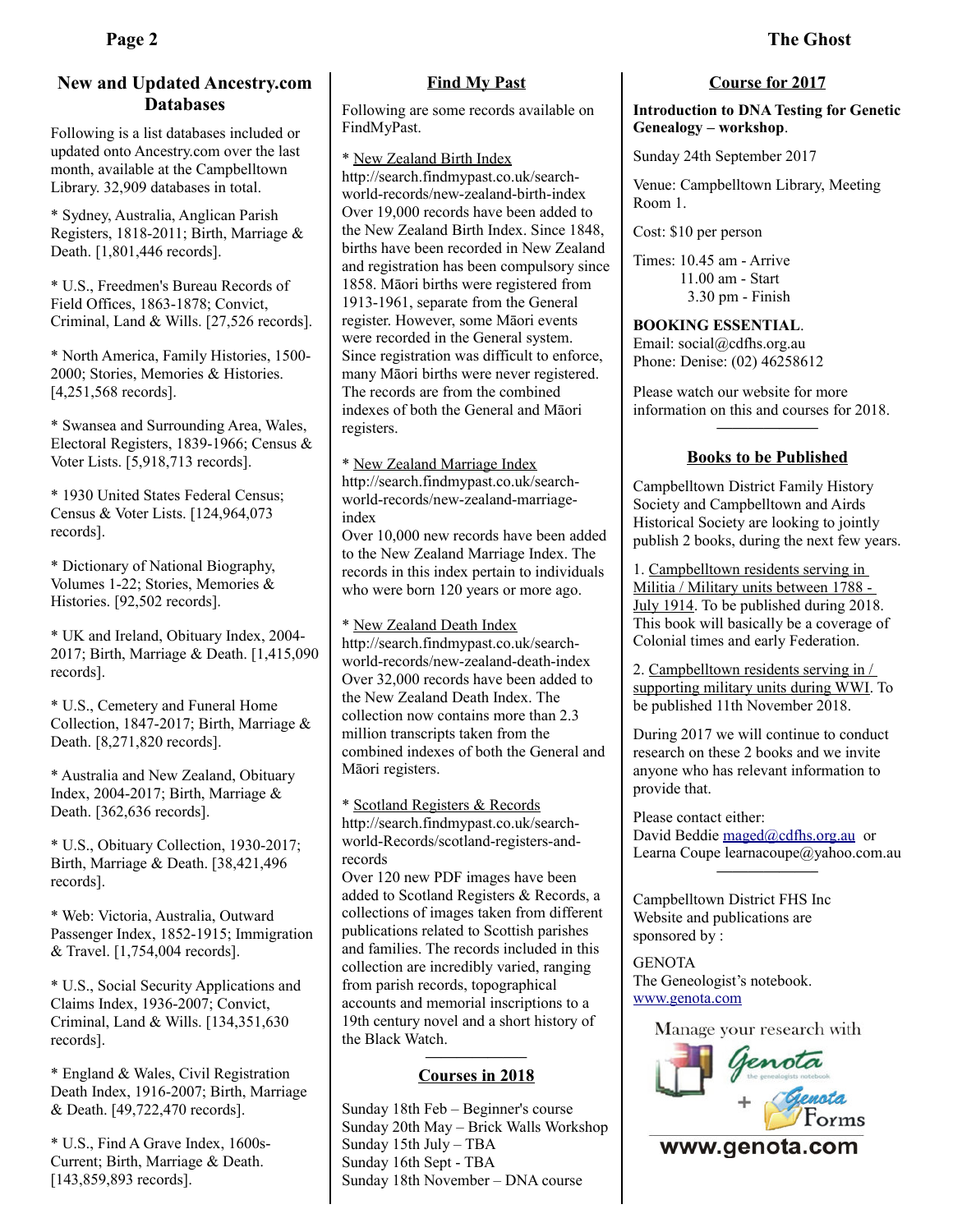## New and Updated Ancestry.com Databases

Following is a list databases included or updated onto Ancestry.com over the last month, available at the Campbelltown Library. 32,909 databases in total.

* Sydney, Australia, Anglican Parish Registers, 1818-2011; Birth, Marriage & Death. [1,801,446 records].

* U.S., Freedmen's Bureau Records of Field Offices, 1863-1878; Convict, Criminal, Land & Wills. [27,526 records].

* North America, Family Histories, 1500-2000; Stories, Memories & Histories. [4,251,568 records].

* Swansea and Surrounding Area, Wales, Electoral Registers, 1839-1966; Census & Voter Lists. [5,918,713 records].

* 1930 United States Federal Census; Census & Voter Lists. [124,964,073 records].

* Dictionary of National Biography, Volumes 1-22; Stories, Memories & Histories. [92,502 records].

* UK and Ireland, Obituary Index, 2004-2017; Birth, Marriage & Death. [1,415,090 records].

* U.S., Cemetery and Funeral Home Collection, 1847-2017; Birth, Marriage & Death. [8,271,820 records].

* Australia and New Zealand, Obituary Index, 2004-2017; Birth, Marriage & Death. [362,636 records].

* U.S., Obituary Collection, 1930-2017; Birth, Marriage & Death. [38,421,496 records].

* Web: Victoria, Australia, Outward Passenger Index, 1852-1915; Immigration & Travel. [1,754,004 records].

* U.S., Social Security Applications and Claims Index, 1936-2007; Convict, Criminal, Land & Wills. [134,351,630 records].

* England & Wales, Civil Registration Death Index, 1916-2007; Birth, Marriage & Death. [49,722,470 records].

* U.S., Find A Grave Index, 1600s-Current; Birth, Marriage & Death. [143,859,893 records].

## Find My Past

Following are some records available on FindMyPast.

* New Zealand Birth Index
http://search.findmypast.co.uk/search-world-records/new-zealand-birth-index
Over 19,000 records have been added to the New Zealand Birth Index. Since 1848, births have been recorded in New Zealand and registration has been compulsory since 1858. Māori births were registered from 1913-1961, separate from the General register. However, some Māori events were recorded in the General system. Since registration was difficult to enforce, many Māori births were never registered. The records are from the combined indexes of both the General and Māori registers.

* New Zealand Marriage Index
http://search.findmypast.co.uk/search-world-records/new-zealand-marriage-index
Over 10,000 new records have been added to the New Zealand Marriage Index. The records in this index pertain to individuals who were born 120 years or more ago.

* New Zealand Death Index
http://search.findmypast.co.uk/search-world-records/new-zealand-death-index
Over 32,000 records have been added to the New Zealand Death Index. The collection now contains more than 2.3 million transcripts taken from the combined indexes of both the General and Māori registers.

* Scotland Registers & Records
http://search.findmypast.co.uk/search-world-Records/scotland-registers-and-records
Over 120 new PDF images have been added to Scotland Registers & Records, a collections of images taken from different publications related to Scottish parishes and families. The records included in this collection are incredibly varied, ranging from parish records, topographical accounts and memorial inscriptions to a 19th century novel and a short history of the Black Watch.

## Courses in 2018

Sunday 18th Feb – Beginner's course
Sunday 20th May – Brick Walls Workshop
Sunday 15th July – TBA
Sunday 16th Sept - TBA
Sunday 18th November – DNA course

## Course for 2017

**Introduction to DNA Testing for Genetic Genealogy – workshop**.

Sunday 24th September 2017

Venue: Campbelltown Library, Meeting Room 1.

Cost: $10 per person

Times: 10.45 am - Arrive
11.00 am - Start
3.30 pm - Finish

**BOOKING ESSENTIAL**.
Email: social@cdfhs.org.au
Phone: Denise: (02) 46258612

Please watch our website for more information on this and courses for 2018.

## Books to be Published

Campbelltown District Family History Society and Campbelltown and Airds Historical Society are looking to jointly publish 2 books, during the next few years.

1. Campbelltown residents serving in Militia / Military units between 1788 - July 1914. To be published during 2018. This book will basically be a coverage of Colonial times and early Federation.

2. Campbelltown residents serving in / supporting military units during WWI. To be published 11th November 2018.

During 2017 we will continue to conduct research on these 2 books and we invite anyone who has relevant information to provide that.

Please contact either:
David Beddie maged@cdfhs.org.au or
Learna Coupe learnacoupe@yahoo.com.au

Campbelltown District FHS Inc
Website and publications are sponsored by :

GENOTA
The Geneologist's notebook.
www.genota.com

Manage your research with Genota + Genota Forms
www.genota.com